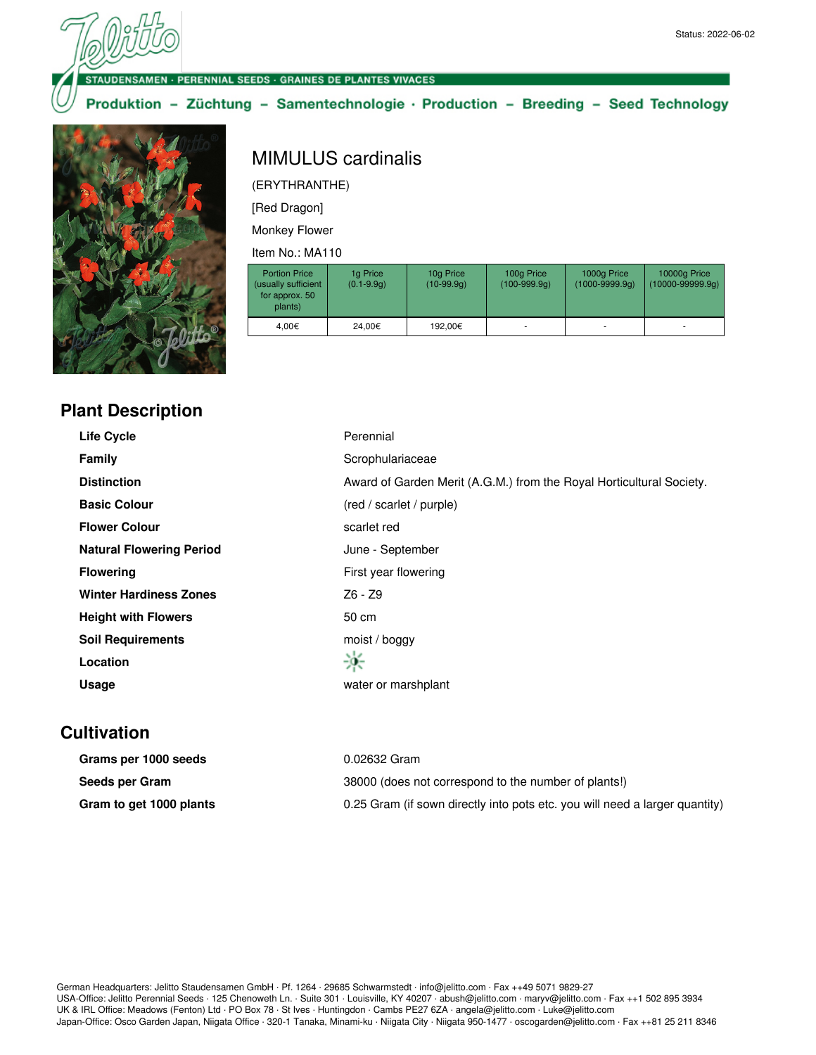Status: 2022-06-02

STAUDENSAMEN · PERENNIAL SEEDS · GRAINES DE PLANTES VIVACES

**Produktion – Züchtung – Samentechnologie · Production – Breeding – Seed Technology**

# MIMULUS cardinalis

(ERYTHRANTHE)

[Red Dragon]

Monkey Flower

Item No.: MA110

| Portion Price (usually sufficient for approx. 50 plants) | 1g Price (0.1-9.9g) | 10g Price (10-99.9g) | 100g Price (100-999.9g) | 1000g Price (1000-9999.9g) | 10000g Price (10000-99999.9g) |
|---|---|---|---|---|---|
| 4,00€ | 24,00€ | 192,00€ | - | - | - |

## Plant Description

| | |
|---|---|
| **Life Cycle** | Perennial |
| **Family** | Scrophulariaceae |
| **Distinction** | Award of Garden Merit (A.G.M.) from the Royal Horticultural Society. |
| **Basic Colour** | (red / scarlet / purple) |
| **Flower Colour** | scarlet red |
| **Natural Flowering Period** | June - September |
| **Flowering** | First year flowering |
| **Winter Hardiness Zones** | Z6 - Z9 |
| **Height with Flowers** | 50 cm |
| **Soil Requirements** | moist / boggy |
| **Location** | |
| **Usage** | water or marshplant |

## Cultivation

| | |
|---|---|
| **Grams per 1000 seeds** | 0.02632 Gram |
| **Seeds per Gram** | 38000 (does not correspond to the number of plants!) |
| **Gram to get 1000 plants** | 0.25 Gram (if sown directly into pots etc. you will need a larger quantity) |

German Headquarters: Jelitto Staudensamen GmbH · Pf. 1264 · 29685 Schwarmstedt · info@jelitto.com · Fax ++49 5071 9829-27
USA-Office: Jelitto Perennial Seeds · 125 Chenoweth Ln. · Suite 301 · Louisville, KY 40207 · abush@jelitto.com · maryv@jelitto.com · Fax ++1 502 895 3934
UK & IRL Office: Meadows (Fenton) Ltd · PO Box 78 · St Ives · Huntingdon · Cambs PE27 6ZA · angela@jelitto.com · Luke@jelitto.com
Japan-Office: Osco Garden Japan, Niigata Office · 320-1 Tanaka, Minami-ku · Niigata City · Niigata 950-1477 · oscogarden@jelitto.com · Fax ++81 25 211 8346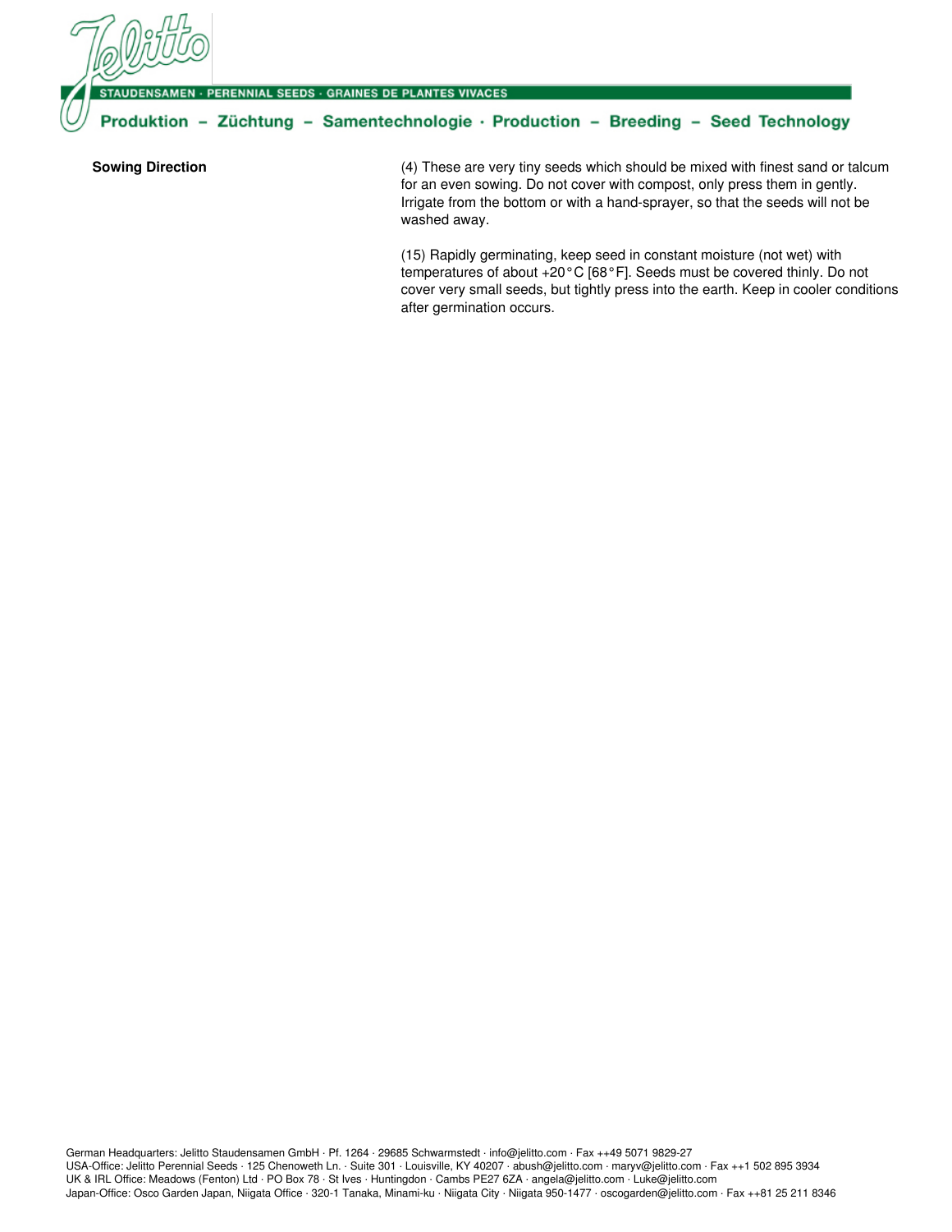**Sowing Direction**

(4) These are very tiny seeds which should be mixed with finest sand or talcum for an even sowing. Do not cover with compost, only press them in gently. Irrigate from the bottom or with a hand-sprayer, so that the seeds will not be washed away.

(15) Rapidly germinating, keep seed in constant moisture (not wet) with temperatures of about +20°C [68°F]. Seeds must be covered thinly. Do not cover very small seeds, but tightly press into the earth. Keep in cooler conditions after germination occurs.